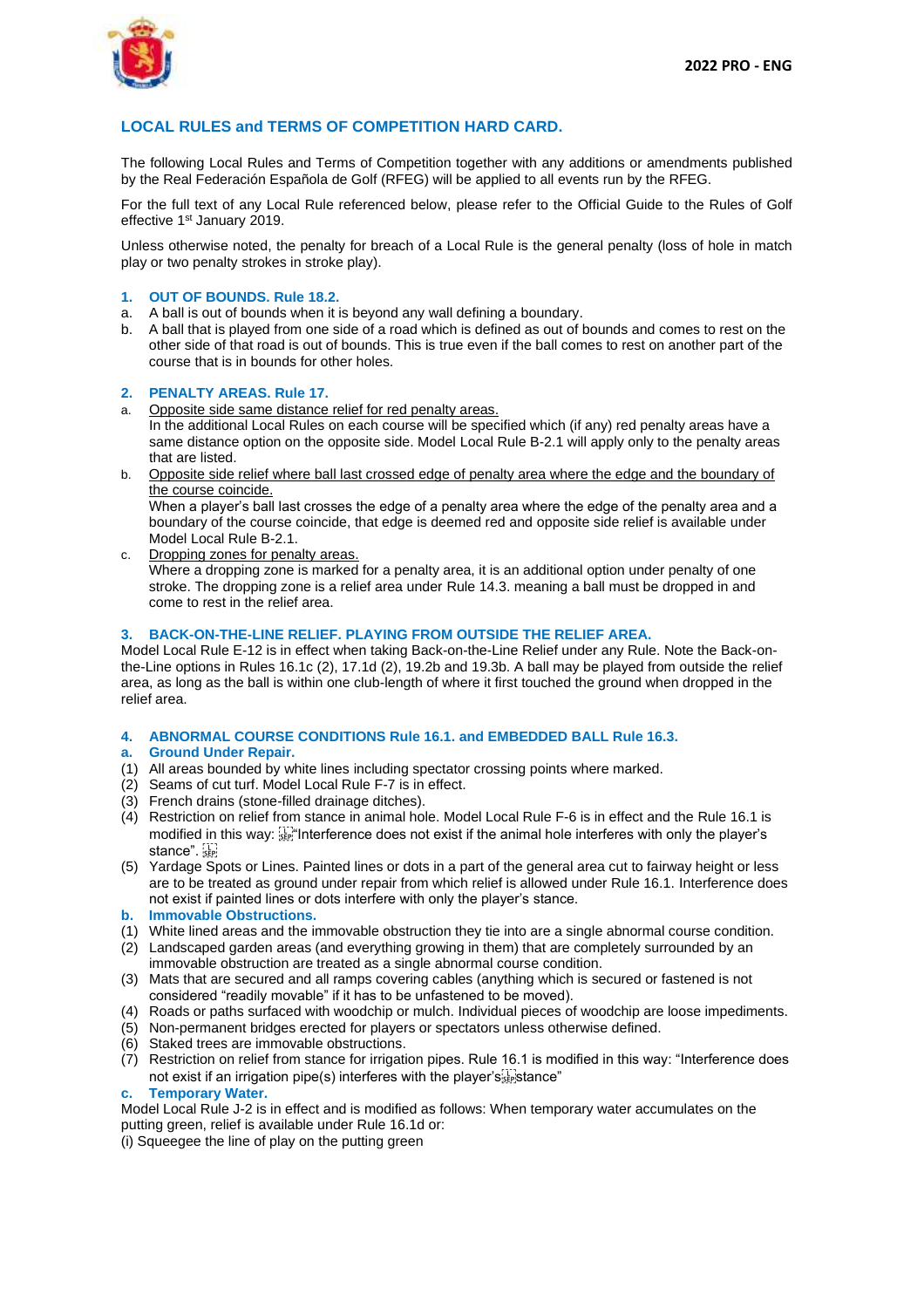2022 PRO - ENG

## LOCAL RULES and TERMS OF COMPETITION HARD CARD.

The following Local Rules and Terms of Competition together with any additions or amendments published by the Real Federación Española de Golf (RFEG) will be applied to all events run by the RFEG.

For the full text of any Local Rule referenced below, please refer to the Official Guide to the Rules of Golf effective 1st January 2019.

Unless otherwise noted, the penalty for breach of a Local Rule is the general penalty (loss of hole in match play or two penalty strokes in stroke play).

### 1. OUT OF BOUNDS. Rule 18.2.

a. A ball is out of bounds when it is beyond any wall defining a boundary.

b. A ball that is played from one side of a road which is defined as out of bounds and comes to rest on the other side of that road is out of bounds. This is true even if the ball comes to rest on another part of the course that is in bounds for other holes.

### 2. PENALTY AREAS. Rule 17.

a. Opposite side same distance relief for red penalty areas.
In the additional Local Rules on each course will be specified which (if any) red penalty areas have a same distance option on the opposite side. Model Local Rule B-2.1 will apply only to the penalty areas that are listed.

b. Opposite side relief where ball last crossed edge of penalty area where the edge and the boundary of the course coincide.
When a player's ball last crosses the edge of a penalty area where the edge of the penalty area and a boundary of the course coincide, that edge is deemed red and opposite side relief is available under Model Local Rule B-2.1.

c. Dropping zones for penalty areas.
Where a dropping zone is marked for a penalty area, it is an additional option under penalty of one stroke. The dropping zone is a relief area under Rule 14.3. meaning a ball must be dropped in and come to rest in the relief area.

### 3. BACK-ON-THE-LINE RELIEF. PLAYING FROM OUTSIDE THE RELIEF AREA.

Model Local Rule E-12 is in effect when taking Back-on-the-Line Relief under any Rule. Note the Back-on-the-Line options in Rules 16.1c (2), 17.1d (2), 19.2b and 19.3b. A ball may be played from outside the relief area, as long as the ball is within one club-length of where it first touched the ground when dropped in the relief area.

### 4. ABNORMAL COURSE CONDITIONS Rule 16.1. and EMBEDDED BALL Rule 16.3.

#### a. Ground Under Repair.

(1) All areas bounded by white lines including spectator crossing points where marked.
(2) Seams of cut turf. Model Local Rule F-7 is in effect.
(3) French drains (stone-filled drainage ditches).
(4) Restriction on relief from stance in animal hole. Model Local Rule F-6 is in effect and the Rule 16.1 is modified in this way: "Interference does not exist if the animal hole interferes with only the player's stance".
(5) Yardage Spots or Lines. Painted lines or dots in a part of the general area cut to fairway height or less are to be treated as ground under repair from which relief is allowed under Rule 16.1. Interference does not exist if painted lines or dots interfere with only the player's stance.

#### b. Immovable Obstructions.

(1) White lined areas and the immovable obstruction they tie into are a single abnormal course condition.
(2) Landscaped garden areas (and everything growing in them) that are completely surrounded by an immovable obstruction are treated as a single abnormal course condition.
(3) Mats that are secured and all ramps covering cables (anything which is secured or fastened is not considered "readily movable" if it has to be unfastened to be moved).
(4) Roads or paths surfaced with woodchip or mulch. Individual pieces of woodchip are loose impediments.
(5) Non-permanent bridges erected for players or spectators unless otherwise defined.
(6) Staked trees are immovable obstructions.
(7) Restriction on relief from stance for irrigation pipes. Rule 16.1 is modified in this way: "Interference does not exist if an irrigation pipe(s) interferes with the player's stance"

#### c. Temporary Water.

Model Local Rule J-2 is in effect and is modified as follows: When temporary water accumulates on the putting green, relief is available under Rule 16.1d or:

(i) Squeegee the line of play on the putting green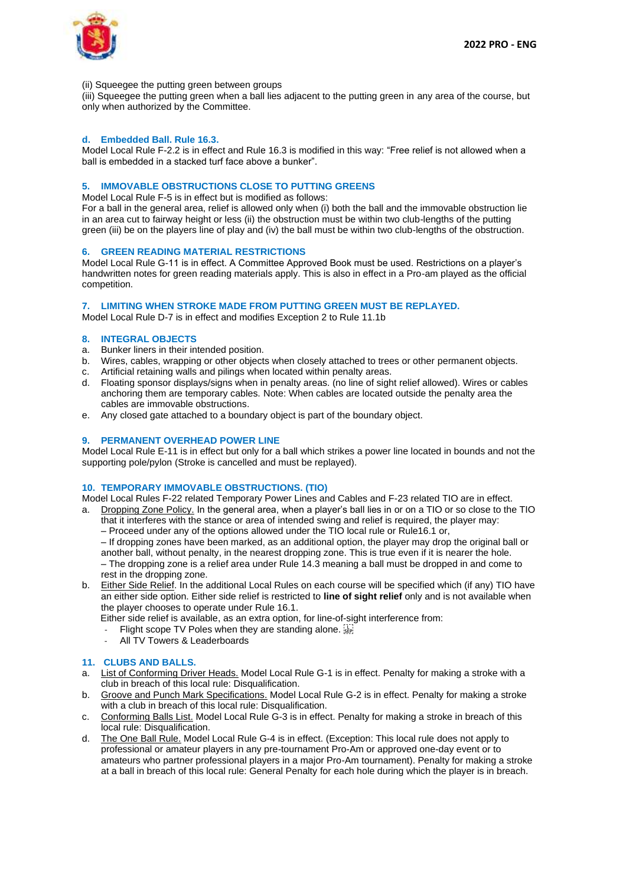(ii) Squeegee the putting green between groups
(iii) Squeegee the putting green when a ball lies adjacent to the putting green in any area of the course, but only when authorized by the Committee.

### d. Embedded Ball. Rule 16.3.

Model Local Rule F-2.2 is in effect and Rule 16.3 is modified in this way: "Free relief is not allowed when a ball is embedded in a stacked turf face above a bunker".

## 5. IMMOVABLE OBSTRUCTIONS CLOSE TO PUTTING GREENS

Model Local Rule F-5 is in effect but is modified as follows:
For a ball in the general area, relief is allowed only when (i) both the ball and the immovable obstruction lie in an area cut to fairway height or less (ii) the obstruction must be within two club-lengths of the putting green (iii) be on the players line of play and (iv) the ball must be within two club-lengths of the obstruction.

## 6. GREEN READING MATERIAL RESTRICTIONS

Model Local Rule G-11 is in effect. A Committee Approved Book must be used. Restrictions on a player's handwritten notes for green reading materials apply. This is also in effect in a Pro-am played as the official competition.

## 7. LIMITING WHEN STROKE MADE FROM PUTTING GREEN MUST BE REPLAYED.

Model Local Rule D-7 is in effect and modifies Exception 2 to Rule 11.1b

## 8. INTEGRAL OBJECTS

a. Bunker liners in their intended position.
b. Wires, cables, wrapping or other objects when closely attached to trees or other permanent objects.
c. Artificial retaining walls and pilings when located within penalty areas.
d. Floating sponsor displays/signs when in penalty areas. (no line of sight relief allowed). Wires or cables anchoring them are temporary cables. Note: When cables are located outside the penalty area the cables are immovable obstructions.
e. Any closed gate attached to a boundary object is part of the boundary object.

## 9. PERMANENT OVERHEAD POWER LINE

Model Local Rule E-11 is in effect but only for a ball which strikes a power line located in bounds and not the supporting pole/pylon (Stroke is cancelled and must be replayed).

## 10. TEMPORARY IMMOVABLE OBSTRUCTIONS. (TIO)

Model Local Rules F-22 related Temporary Power Lines and Cables and F-23 related TIO are in effect.

a. Dropping Zone Policy. In the general area, when a player's ball lies in or on a TIO or so close to the TIO that it interferes with the stance or area of intended swing and relief is required, the player may:
   – Proceed under any of the options allowed under the TIO local rule or Rule16.1 or,
   – If dropping zones have been marked, as an additional option, the player may drop the original ball or another ball, without penalty, in the nearest dropping zone. This is true even if it is nearer the hole.
   – The dropping zone is a relief area under Rule 14.3 meaning a ball must be dropped in and come to rest in the dropping zone.
b. Either Side Relief. In the additional Local Rules on each course will be specified which (if any) TIO have an either side option. Either side relief is restricted to **line of sight relief** only and is not available when the player chooses to operate under Rule 16.1.
   Either side relief is available, as an extra option, for line-of-sight interference from:
   - Flight scope TV Poles when they are standing alone.
   - All TV Towers & Leaderboards

## 11. CLUBS AND BALLS.

a. List of Conforming Driver Heads. Model Local Rule G-1 is in effect. Penalty for making a stroke with a club in breach of this local rule: Disqualification.
b. Groove and Punch Mark Specifications. Model Local Rule G-2 is in effect. Penalty for making a stroke with a club in breach of this local rule: Disqualification.
c. Conforming Balls List. Model Local Rule G-3 is in effect. Penalty for making a stroke in breach of this local rule: Disqualification.
d. The One Ball Rule. Model Local Rule G-4 is in effect. (Exception: This local rule does not apply to professional or amateur players in any pre-tournament Pro-Am or approved one-day event or to amateurs who partner professional players in a major Pro-Am tournament). Penalty for making a stroke at a ball in breach of this local rule: General Penalty for each hole during which the player is in breach.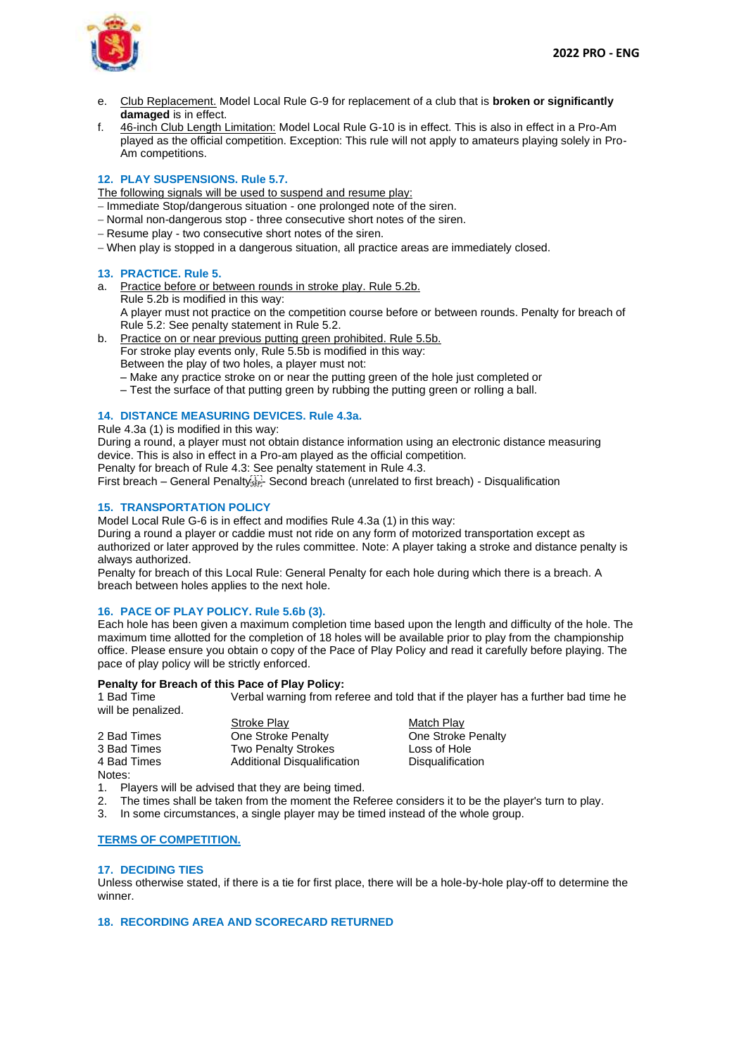e. Club Replacement. Model Local Rule G-9 for replacement of a club that is **broken or significantly damaged** is in effect.

f. 46-inch Club Length Limitation: Model Local Rule G-10 is in effect. This is also in effect in a Pro-Am played as the official competition. Exception: This rule will not apply to amateurs playing solely in Pro-Am competitions.

### 12. PLAY SUSPENSIONS. Rule 5.7.

The following signals will be used to suspend and resume play:

- Immediate Stop/dangerous situation - one prolonged note of the siren.
- Normal non-dangerous stop - three consecutive short notes of the siren.
- Resume play - two consecutive short notes of the siren.
- When play is stopped in a dangerous situation, all practice areas are immediately closed.

### 13. PRACTICE. Rule 5.

a. Practice before or between rounds in stroke play. Rule 5.2b.
Rule 5.2b is modified in this way:
A player must not practice on the competition course before or between rounds. Penalty for breach of Rule 5.2: See penalty statement in Rule 5.2.

b. Practice on or near previous putting green prohibited. Rule 5.5b.
For stroke play events only, Rule 5.5b is modified in this way:
Between the play of two holes, a player must not:
– Make any practice stroke on or near the putting green of the hole just completed or
– Test the surface of that putting green by rubbing the putting green or rolling a ball.

### 14. DISTANCE MEASURING DEVICES. Rule 4.3a.

Rule 4.3a (1) is modified in this way:
During a round, a player must not obtain distance information using an electronic distance measuring device. This is also in effect in a Pro-am played as the official competition.
Penalty for breach of Rule 4.3: See penalty statement in Rule 4.3.
First breach – General Penalty - Second breach (unrelated to first breach) - Disqualification

### 15. TRANSPORTATION POLICY

Model Local Rule G-6 is in effect and modifies Rule 4.3a (1) in this way:
During a round a player or caddie must not ride on any form of motorized transportation except as authorized or later approved by the rules committee. Note: A player taking a stroke and distance penalty is always authorized.
Penalty for breach of this Local Rule: General Penalty for each hole during which there is a breach. A breach between holes applies to the next hole.

### 16. PACE OF PLAY POLICY. Rule 5.6b (3).

Each hole has been given a maximum completion time based upon the length and difficulty of the hole. The maximum time allotted for the completion of 18 holes will be available prior to play from the championship office. Please ensure you obtain o copy of the Pace of Play Policy and read it carefully before playing. The pace of play policy will be strictly enforced.

**Penalty for Breach of this Pace of Play Policy:**

1 Bad Time — Verbal warning from referee and told that if the player has a further bad time he will be penalized.

| | Stroke Play | Match Play |
|---|---|---|
| 2 Bad Times | One Stroke Penalty | One Stroke Penalty |
| 3 Bad Times | Two Penalty Strokes | Loss of Hole |
| 4 Bad Times | Additional Disqualification | Disqualification |

Notes:

1. Players will be advised that they are being timed.
2. The times shall be taken from the moment the Referee considers it to be the player's turn to play.
3. In some circumstances, a single player may be timed instead of the whole group.

## TERMS OF COMPETITION.

### 17. DECIDING TIES

Unless otherwise stated, if there is a tie for first place, there will be a hole-by-hole play-off to determine the winner.

### 18. RECORDING AREA AND SCORECARD RETURNED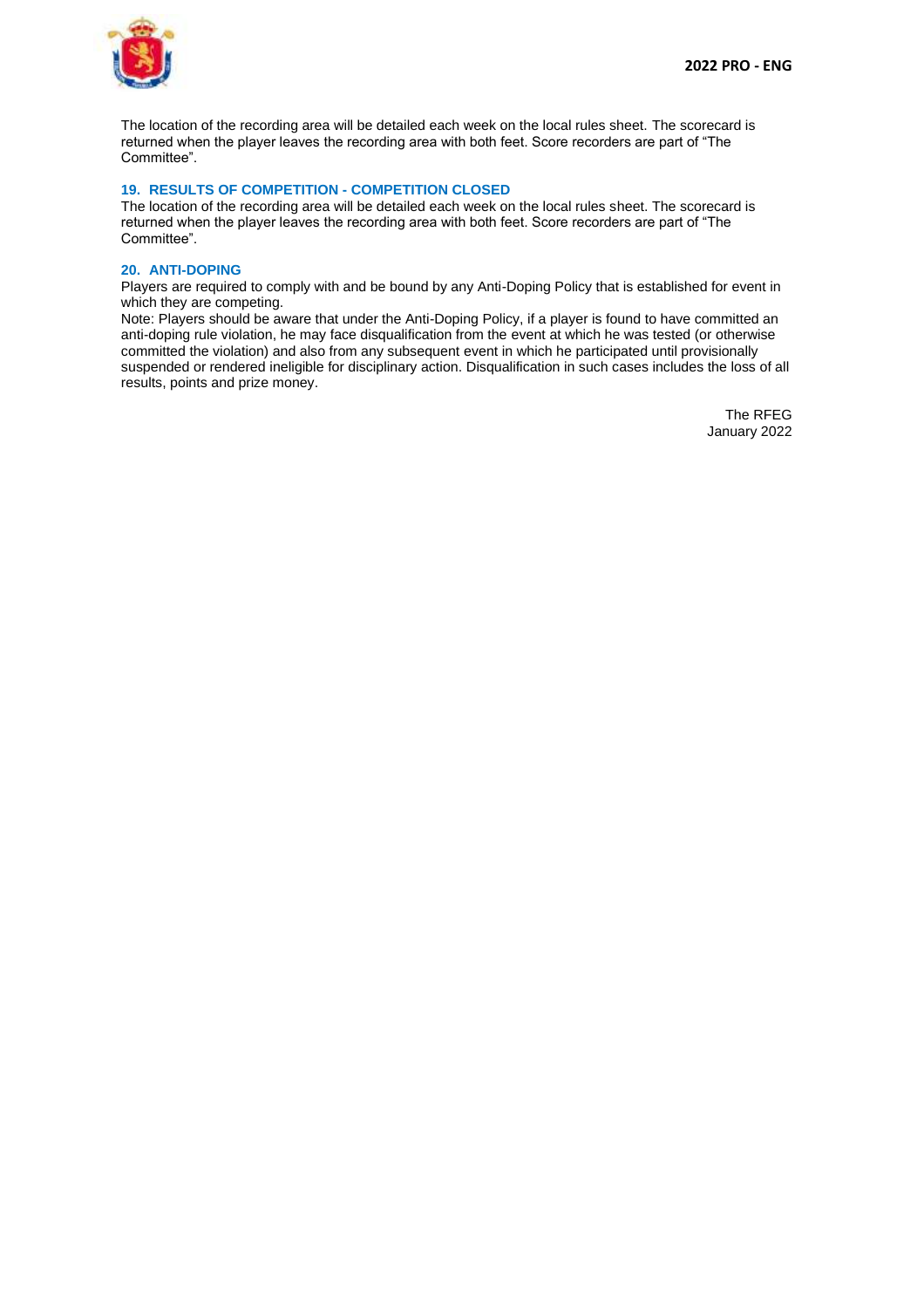The location of the recording area will be detailed each week on the local rules sheet. The scorecard is returned when the player leaves the recording area with both feet. Score recorders are part of "The Committee".

## 19. RESULTS OF COMPETITION - COMPETITION CLOSED

The location of the recording area will be detailed each week on the local rules sheet. The scorecard is returned when the player leaves the recording area with both feet. Score recorders are part of "The Committee".

## 20. ANTI-DOPING

Players are required to comply with and be bound by any Anti-Doping Policy that is established for event in which they are competing.

Note: Players should be aware that under the Anti-Doping Policy, if a player is found to have committed an anti-doping rule violation, he may face disqualification from the event at which he was tested (or otherwise committed the violation) and also from any subsequent event in which he participated until provisionally suspended or rendered ineligible for disciplinary action. Disqualification in such cases includes the loss of all results, points and prize money.

The RFEG
January 2022